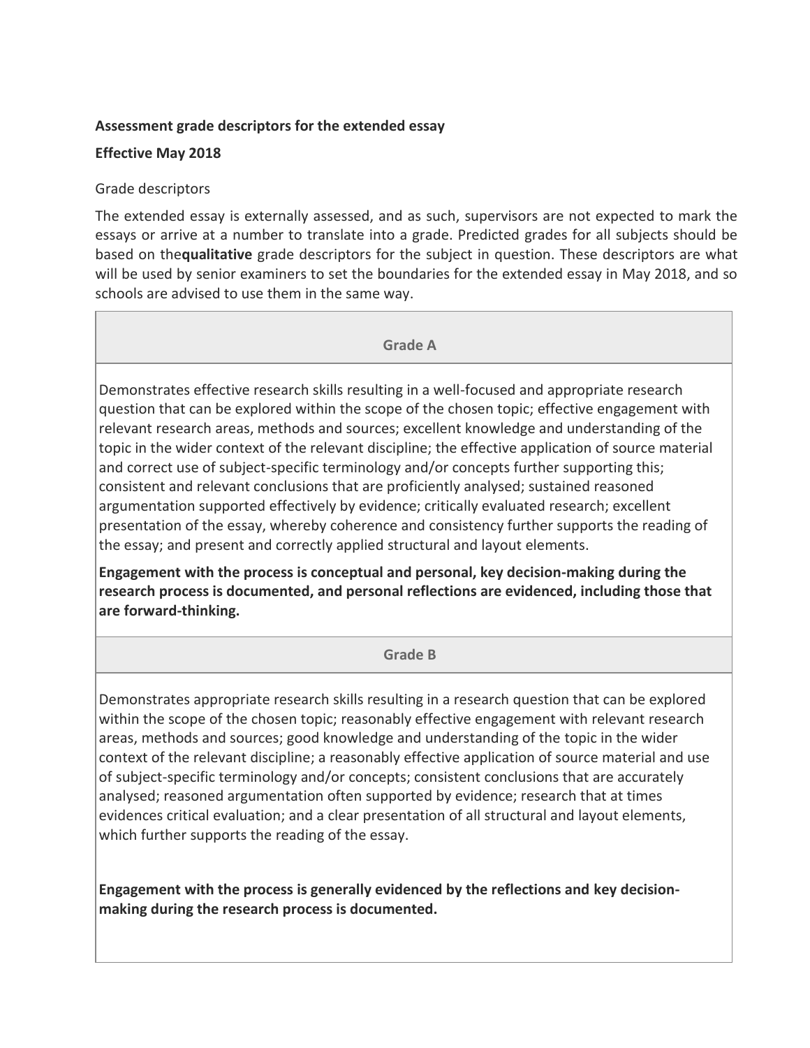**Assessment grade descriptors for the extended essay**

**Effective May 2018**

Grade descriptors

The extended essay is externally assessed, and as such, supervisors are not expected to mark the essays or arrive at a number to translate into a grade. Predicted grades for all subjects should be based on the**qualitative** grade descriptors for the subject in question. These descriptors are what will be used by senior examiners to set the boundaries for the extended essay in May 2018, and so schools are advised to use them in the same way.

| Grade A |
| --- |
| Demonstrates effective research skills resulting in a well-focused and appropriate research question that can be explored within the scope of the chosen topic; effective engagement with relevant research areas, methods and sources; excellent knowledge and understanding of the topic in the wider context of the relevant discipline; the effective application of source material and correct use of subject-specific terminology and/or concepts further supporting this; consistent and relevant conclusions that are proficiently analysed; sustained reasoned argumentation supported effectively by evidence; critically evaluated research; excellent presentation of the essay, whereby coherence and consistency further supports the reading of the essay; and present and correctly applied structural and layout elements.<br><br>**Engagement with the process is conceptual and personal, key decision-making during the research process is documented, and personal reflections are evidenced, including those that are forward-thinking.** |
| **Grade B** |
| Demonstrates appropriate research skills resulting in a research question that can be explored within the scope of the chosen topic; reasonably effective engagement with relevant research areas, methods and sources; good knowledge and understanding of the topic in the wider context of the relevant discipline; a reasonably effective application of source material and use of subject-specific terminology and/or concepts; consistent conclusions that are accurately analysed; reasoned argumentation often supported by evidence; research that at times evidences critical evaluation; and a clear presentation of all structural and layout elements, which further supports the reading of the essay.<br><br>**Engagement with the process is generally evidenced by the reflections and key decision-making during the research process is documented.** |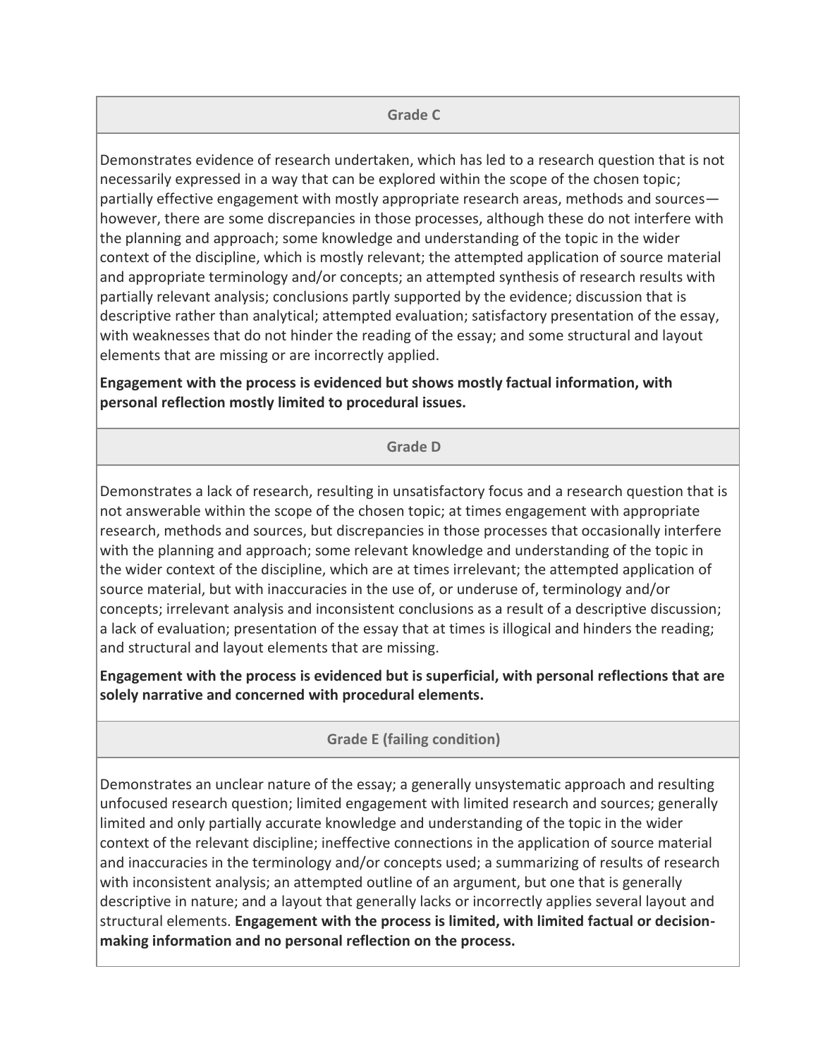### Grade C

Demonstrates evidence of research undertaken, which has led to a research question that is not necessarily expressed in a way that can be explored within the scope of the chosen topic; partially effective engagement with mostly appropriate research areas, methods and sources—however, there are some discrepancies in those processes, although these do not interfere with the planning and approach; some knowledge and understanding of the topic in the wider context of the discipline, which is mostly relevant; the attempted application of source material and appropriate terminology and/or concepts; an attempted synthesis of research results with partially relevant analysis; conclusions partly supported by the evidence; discussion that is descriptive rather than analytical; attempted evaluation; satisfactory presentation of the essay, with weaknesses that do not hinder the reading of the essay; and some structural and layout elements that are missing or are incorrectly applied.

**Engagement with the process is evidenced but shows mostly factual information, with personal reflection mostly limited to procedural issues.**

### Grade D

Demonstrates a lack of research, resulting in unsatisfactory focus and a research question that is not answerable within the scope of the chosen topic; at times engagement with appropriate research, methods and sources, but discrepancies in those processes that occasionally interfere with the planning and approach; some relevant knowledge and understanding of the topic in the wider context of the discipline, which are at times irrelevant; the attempted application of source material, but with inaccuracies in the use of, or underuse of, terminology and/or concepts; irrelevant analysis and inconsistent conclusions as a result of a descriptive discussion; a lack of evaluation; presentation of the essay that at times is illogical and hinders the reading; and structural and layout elements that are missing.

**Engagement with the process is evidenced but is superficial, with personal reflections that are solely narrative and concerned with procedural elements.**

### Grade E (failing condition)

Demonstrates an unclear nature of the essay; a generally unsystematic approach and resulting unfocused research question; limited engagement with limited research and sources; generally limited and only partially accurate knowledge and understanding of the topic in the wider context of the relevant discipline; ineffective connections in the application of source material and inaccuracies in the terminology and/or concepts used; a summarizing of results of research with inconsistent analysis; an attempted outline of an argument, but one that is generally descriptive in nature; and a layout that generally lacks or incorrectly applies several layout and structural elements. **Engagement with the process is limited, with limited factual or decision-making information and no personal reflection on the process.**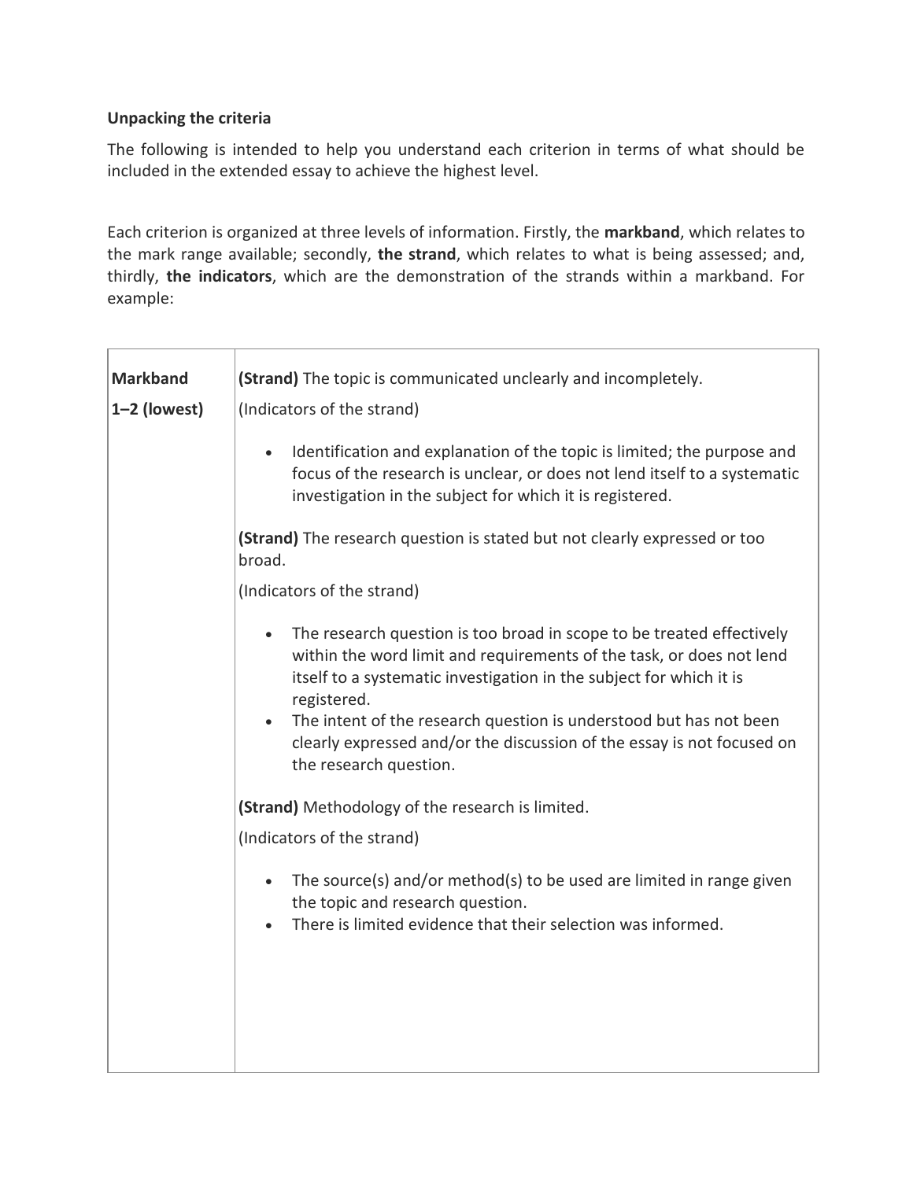**Unpacking the criteria**

The following is intended to help you understand each criterion in terms of what should be included in the extended essay to achieve the highest level.

Each criterion is organized at three levels of information. Firstly, the **markband**, which relates to the mark range available; secondly, **the strand**, which relates to what is being assessed; and, thirdly, **the indicators**, which are the demonstration of the strands within a markband. For example:

| **Markband 1–2 (lowest)** | **(Strand)** The topic is communicated unclearly and incompletely.<br><br>(Indicators of the strand)<br><br>• Identification and explanation of the topic is limited; the purpose and focus of the research is unclear, or does not lend itself to a systematic investigation in the subject for which it is registered.<br><br>**(Strand)** The research question is stated but not clearly expressed or too broad.<br><br>(Indicators of the strand)<br><br>• The research question is too broad in scope to be treated effectively within the word limit and requirements of the task, or does not lend itself to a systematic investigation in the subject for which it is registered.<br>• The intent of the research question is understood but has not been clearly expressed and/or the discussion of the essay is not focused on the research question.<br><br>**(Strand)** Methodology of the research is limited.<br><br>(Indicators of the strand)<br><br>• The source(s) and/or method(s) to be used are limited in range given the topic and research question.<br>• There is limited evidence that their selection was informed. |
|---|---|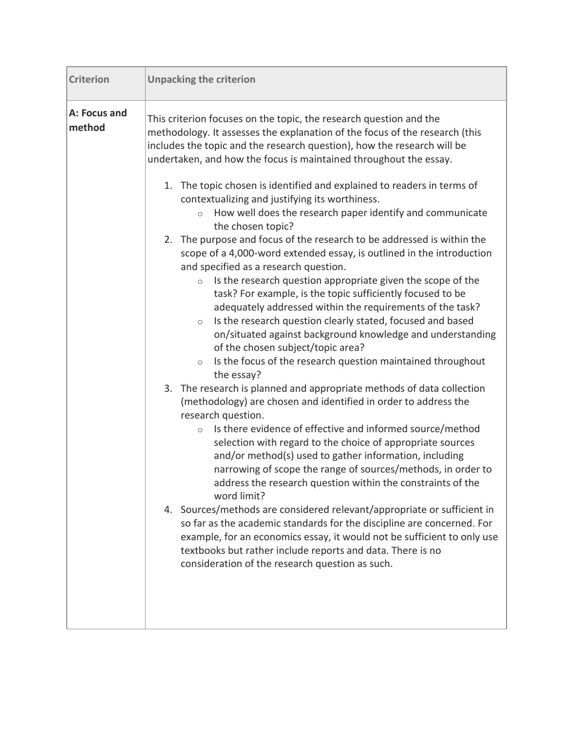| Criterion | Unpacking the criterion |
| --- | --- |
| **A: Focus and method** | This criterion focuses on the topic, the research question and the methodology. It assesses the explanation of the focus of the research (this includes the topic and the research question), how the research will be undertaken, and how the focus is maintained throughout the essay.<br><br>1. The topic chosen is identified and explained to readers in terms of contextualizing and justifying its worthiness.<br>&nbsp;&nbsp;&nbsp;&nbsp;○ How well does the research paper identify and communicate the chosen topic?<br>2. The purpose and focus of the research to be addressed is within the scope of a 4,000-word extended essay, is outlined in the introduction and specified as a research question.<br>&nbsp;&nbsp;&nbsp;&nbsp;○ Is the research question appropriate given the scope of the task? For example, is the topic sufficiently focused to be adequately addressed within the requirements of the task?<br>&nbsp;&nbsp;&nbsp;&nbsp;○ Is the research question clearly stated, focused and based on/situated against background knowledge and understanding of the chosen subject/topic area?<br>&nbsp;&nbsp;&nbsp;&nbsp;○ Is the focus of the research question maintained throughout the essay?<br>3. The research is planned and appropriate methods of data collection (methodology) are chosen and identified in order to address the research question.<br>&nbsp;&nbsp;&nbsp;&nbsp;○ Is there evidence of effective and informed source/method selection with regard to the choice of appropriate sources and/or method(s) used to gather information, including narrowing of scope the range of sources/methods, in order to address the research question within the constraints of the word limit?<br>4. Sources/methods are considered relevant/appropriate or sufficient in so far as the academic standards for the discipline are concerned. For example, for an economics essay, it would not be sufficient to only use textbooks but rather include reports and data. There is no consideration of the research question as such. |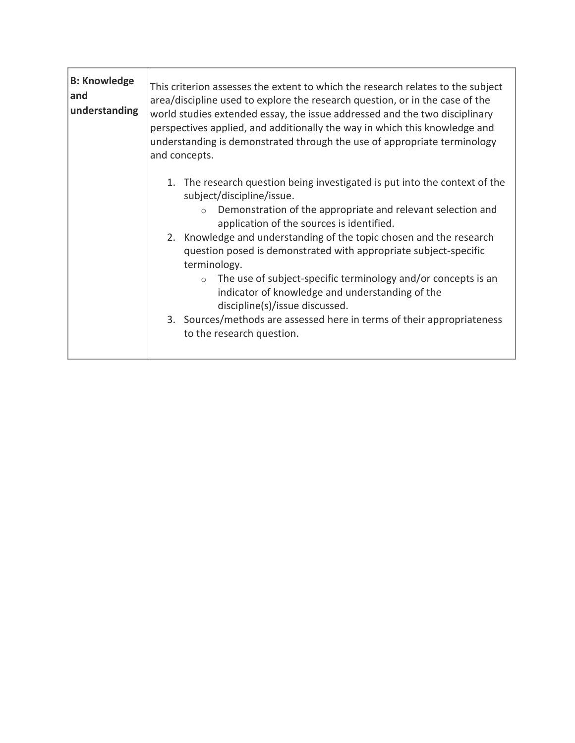| **B: Knowledge and understanding** | This criterion assesses the extent to which the research relates to the subject area/discipline used to explore the research question, or in the case of the world studies extended essay, the issue addressed and the two disciplinary perspectives applied, and additionally the way in which this knowledge and understanding is demonstrated through the use of appropriate terminology and concepts.<br><br>1. The research question being investigated is put into the context of the subject/discipline/issue.<br>    ○ Demonstration of the appropriate and relevant selection and application of the sources is identified.<br>2. Knowledge and understanding of the topic chosen and the research question posed is demonstrated with appropriate subject-specific terminology.<br>    ○ The use of subject-specific terminology and/or concepts is an indicator of knowledge and understanding of the discipline(s)/issue discussed.<br>3. Sources/methods are assessed here in terms of their appropriateness to the research question. |
| --- | --- |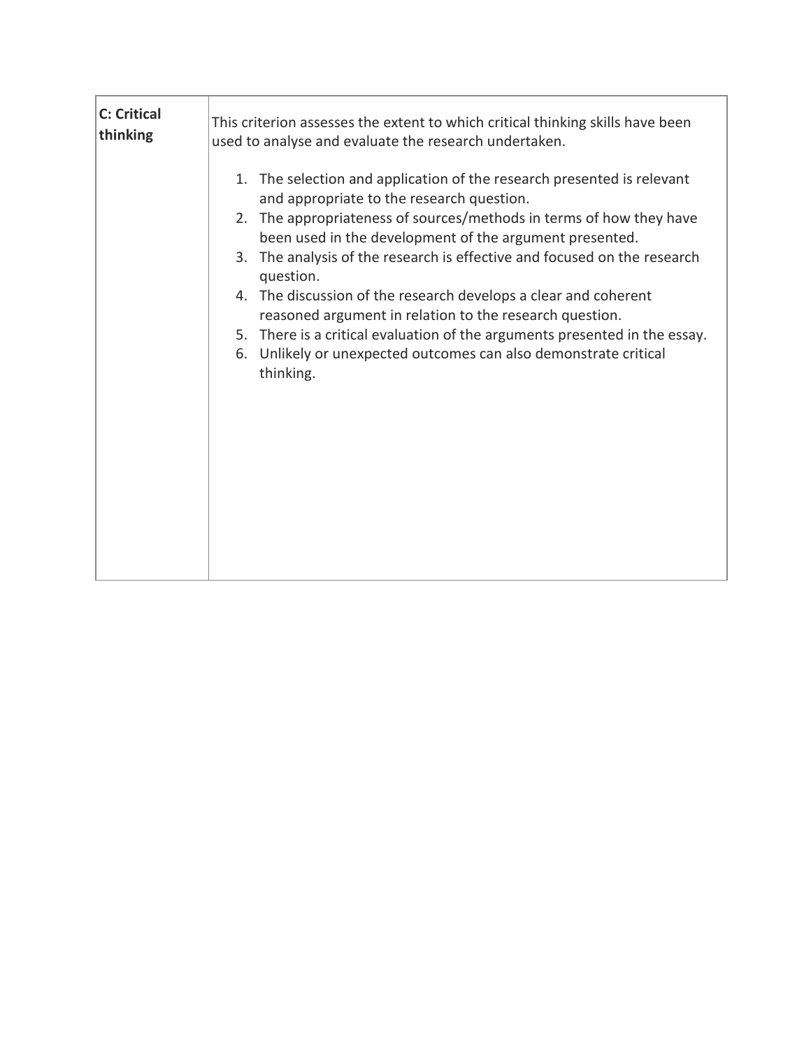| **C: Critical thinking** | This criterion assesses the extent to which critical thinking skills have been used to analyse and evaluate the research undertaken.<br><br>1. The selection and application of the research presented is relevant and appropriate to the research question.<br>2. The appropriateness of sources/methods in terms of how they have been used in the development of the argument presented.<br>3. The analysis of the research is effective and focused on the research question.<br>4. The discussion of the research develops a clear and coherent reasoned argument in relation to the research question.<br>5. There is a critical evaluation of the arguments presented in the essay.<br>6. Unlikely or unexpected outcomes can also demonstrate critical thinking. |
|---|---|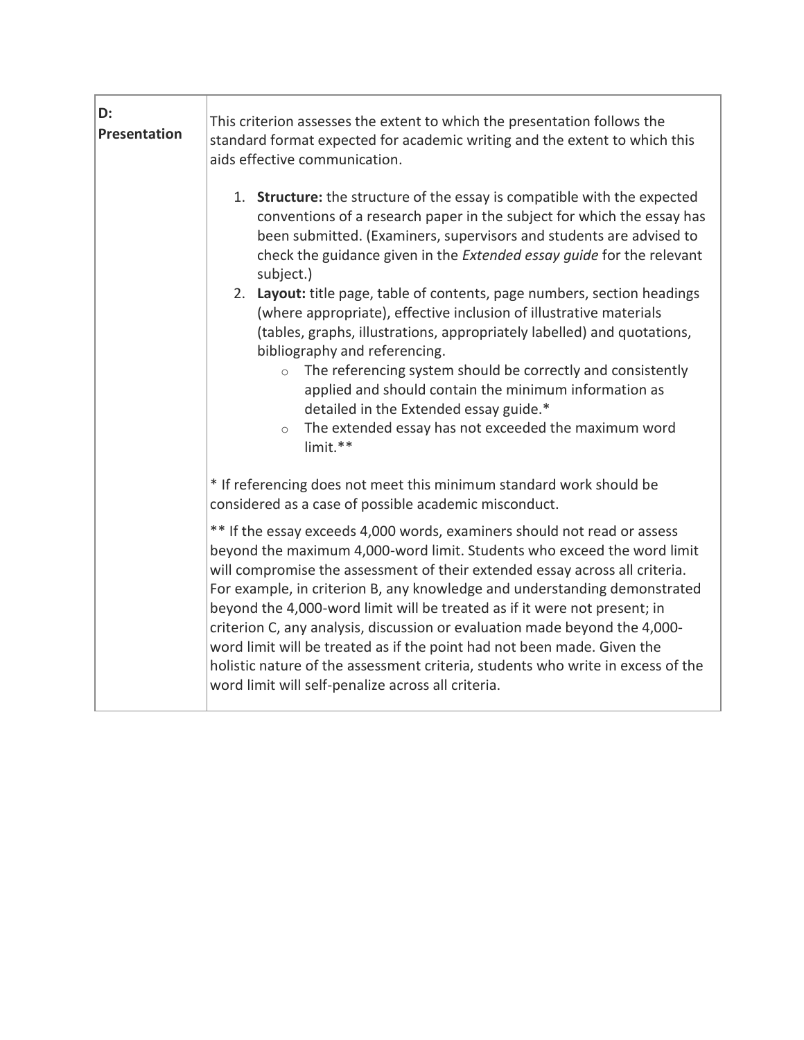| D: Presentation | This criterion assesses the extent to which the presentation follows the standard format expected for academic writing and the extent to which this aids effective communication.<br><br>1. **Structure:** the structure of the essay is compatible with the expected conventions of a research paper in the subject for which the essay has been submitted. (Examiners, supervisors and students are advised to check the guidance given in the *Extended essay guide* for the relevant subject.)<br>2. **Layout:** title page, table of contents, page numbers, section headings (where appropriate), effective inclusion of illustrative materials (tables, graphs, illustrations, appropriately labelled) and quotations, bibliography and referencing.<br>&nbsp;&nbsp;&nbsp;&nbsp;○ The referencing system should be correctly and consistently applied and should contain the minimum information as detailed in the Extended essay guide.*<br>&nbsp;&nbsp;&nbsp;&nbsp;○ The extended essay has not exceeded the maximum word limit.**<br><br>* If referencing does not meet this minimum standard work should be considered as a case of possible academic misconduct.<br><br>** If the essay exceeds 4,000 words, examiners should not read or assess beyond the maximum 4,000-word limit. Students who exceed the word limit will compromise the assessment of their extended essay across all criteria. For example, in criterion B, any knowledge and understanding demonstrated beyond the 4,000-word limit will be treated as if it were not present; in criterion C, any analysis, discussion or evaluation made beyond the 4,000-word limit will be treated as if the point had not been made. Given the holistic nature of the assessment criteria, students who write in excess of the word limit will self-penalize across all criteria. |
|---|---|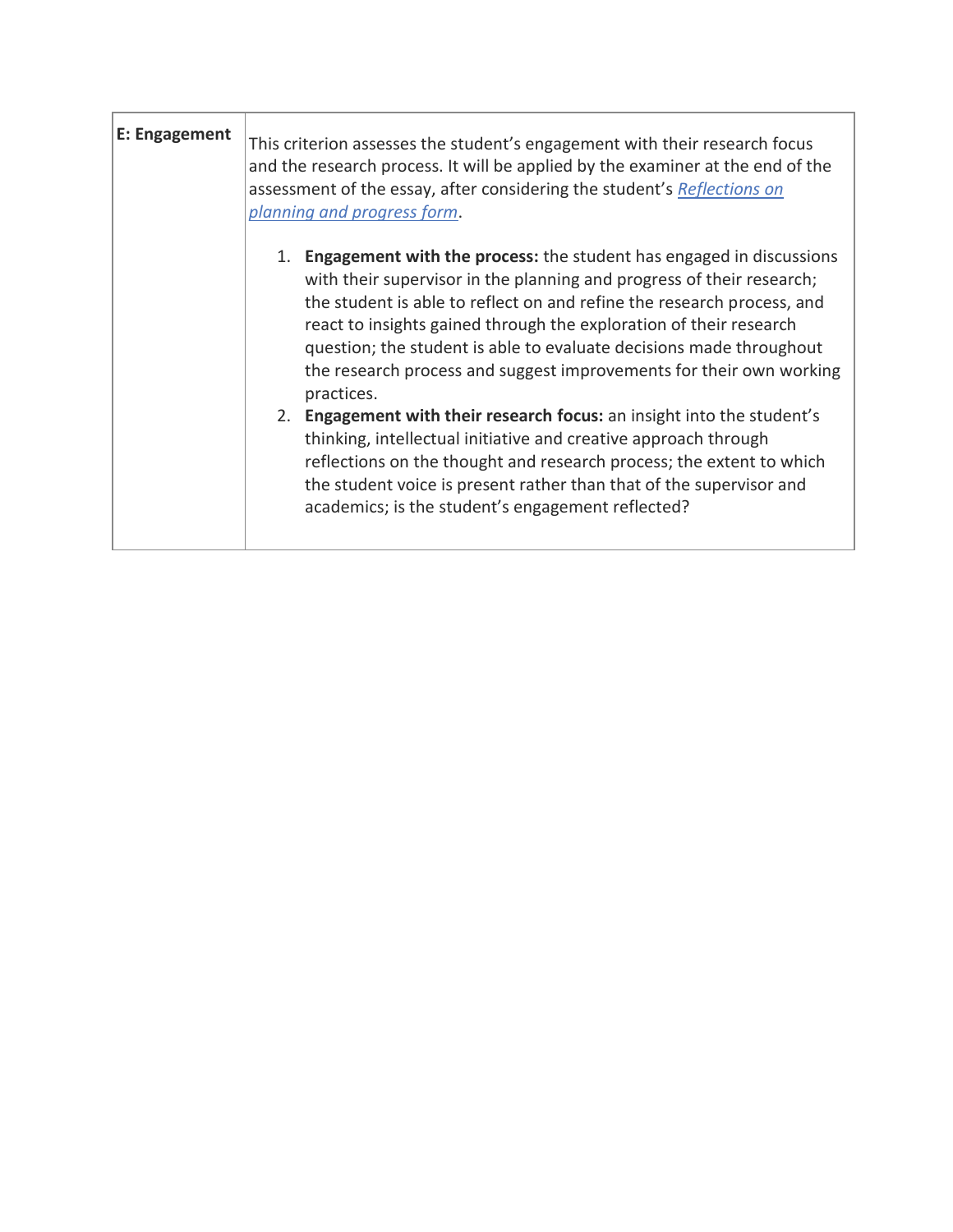| | |
|---|---|
| **E: Engagement** | This criterion assesses the student's engagement with their research focus and the research process. It will be applied by the examiner at the end of the assessment of the essay, after considering the student's *Reflections on planning and progress form*.<br><br>1. **Engagement with the process:** the student has engaged in discussions with their supervisor in the planning and progress of their research; the student is able to reflect on and refine the research process, and react to insights gained through the exploration of their research question; the student is able to evaluate decisions made throughout the research process and suggest improvements for their own working practices.<br>2. **Engagement with their research focus:** an insight into the student's thinking, intellectual initiative and creative approach through reflections on the thought and research process; the extent to which the student voice is present rather than that of the supervisor and academics; is the student's engagement reflected? |